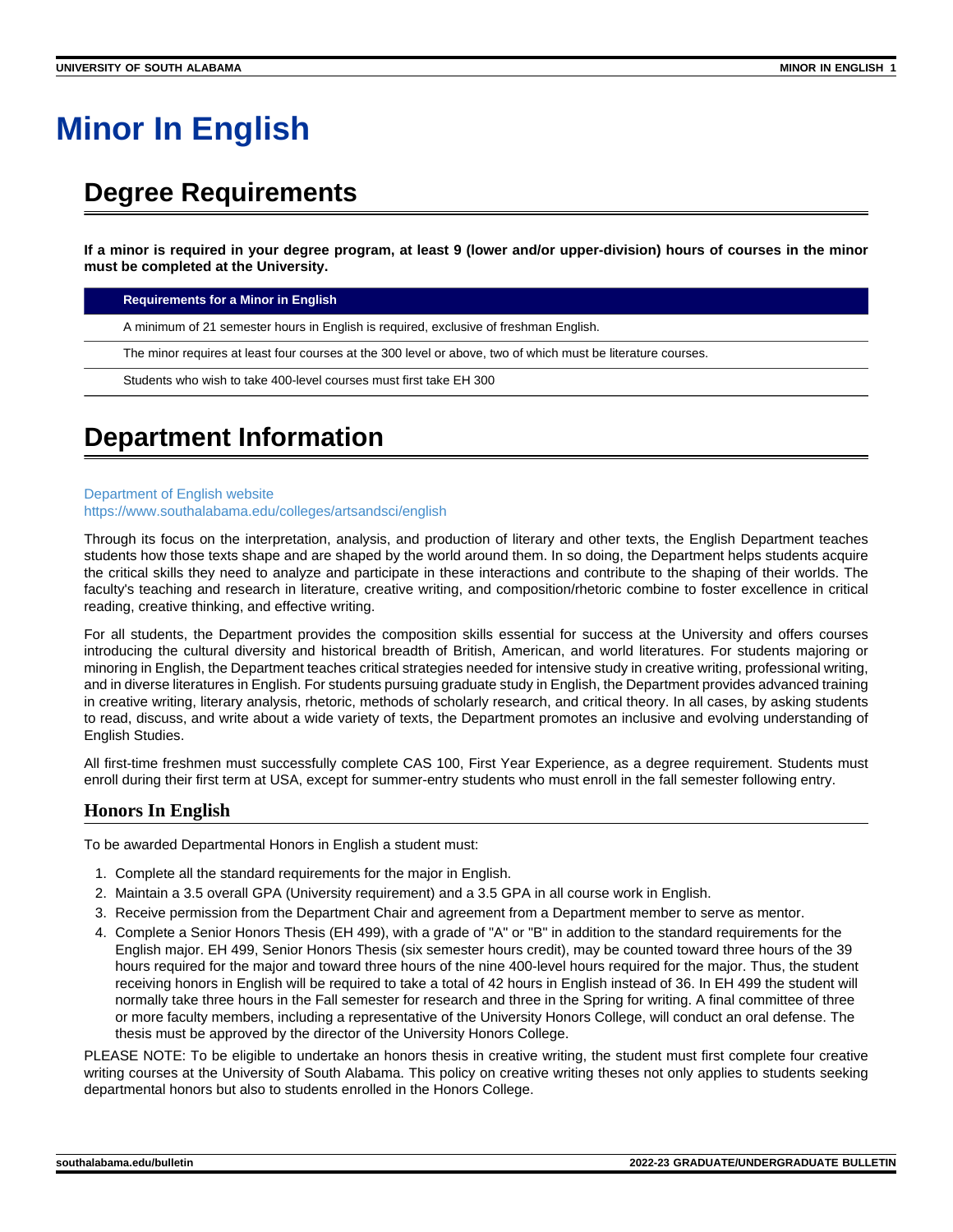# Minor In English

## Degree Requirements

**If a minor is required in your degree program, at least 9 (lower and/or upper-division) hours of courses in the minor must be completed at the University.**

| Requirements for a Minor in English |
| --- |
| A minimum of 21 semester hours in English is required, exclusive of freshman English. |
| The minor requires at least four courses at the 300 level or above, two of which must be literature courses. |
| Students who wish to take 400-level courses must first take EH 300 |

## Department Information

Department of English website
https://www.southalabama.edu/colleges/artsandsci/english

Through its focus on the interpretation, analysis, and production of literary and other texts, the English Department teaches students how those texts shape and are shaped by the world around them. In so doing, the Department helps students acquire the critical skills they need to analyze and participate in these interactions and contribute to the shaping of their worlds. The faculty's teaching and research in literature, creative writing, and composition/rhetoric combine to foster excellence in critical reading, creative thinking, and effective writing.

For all students, the Department provides the composition skills essential for success at the University and offers courses introducing the cultural diversity and historical breadth of British, American, and world literatures. For students majoring or minoring in English, the Department teaches critical strategies needed for intensive study in creative writing, professional writing, and in diverse literatures in English. For students pursuing graduate study in English, the Department provides advanced training in creative writing, literary analysis, rhetoric, methods of scholarly research, and critical theory. In all cases, by asking students to read, discuss, and write about a wide variety of texts, the Department promotes an inclusive and evolving understanding of English Studies.

All first-time freshmen must successfully complete CAS 100, First Year Experience, as a degree requirement. Students must enroll during their first term at USA, except for summer-entry students who must enroll in the fall semester following entry.

### Honors In English

To be awarded Departmental Honors in English a student must:

1. Complete all the standard requirements for the major in English.
2. Maintain a 3.5 overall GPA (University requirement) and a 3.5 GPA in all course work in English.
3. Receive permission from the Department Chair and agreement from a Department member to serve as mentor.
4. Complete a Senior Honors Thesis (EH 499), with a grade of "A" or "B" in addition to the standard requirements for the English major. EH 499, Senior Honors Thesis (six semester hours credit), may be counted toward three hours of the 39 hours required for the major and toward three hours of the nine 400-level hours required for the major. Thus, the student receiving honors in English will be required to take a total of 42 hours in English instead of 36. In EH 499 the student will normally take three hours in the Fall semester for research and three in the Spring for writing. A final committee of three or more faculty members, including a representative of the University Honors College, will conduct an oral defense. The thesis must be approved by the director of the University Honors College.

PLEASE NOTE: To be eligible to undertake an honors thesis in creative writing, the student must first complete four creative writing courses at the University of South Alabama. This policy on creative writing theses not only applies to students seeking departmental honors but also to students enrolled in the Honors College.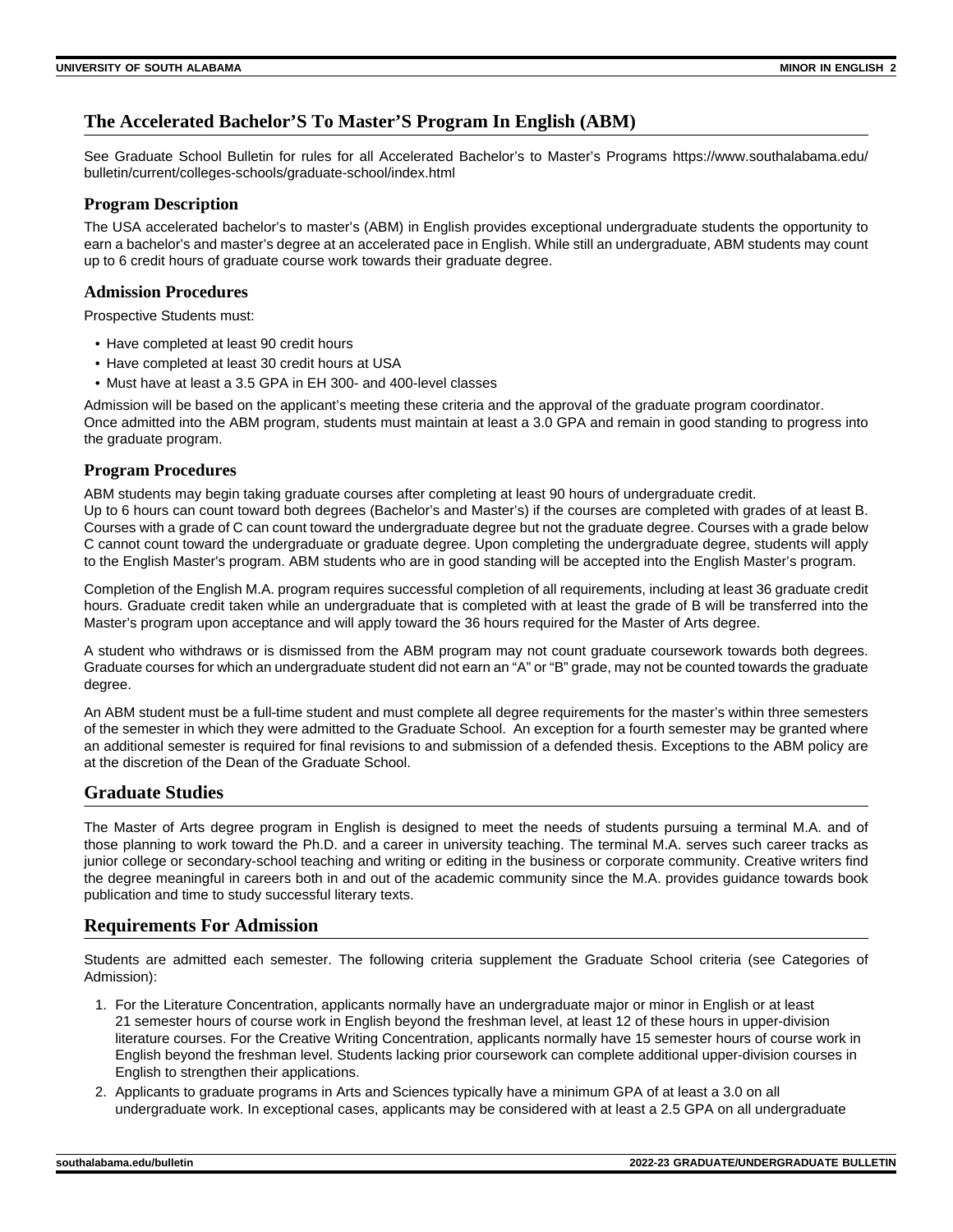## The Accelerated Bachelor'S To Master'S Program In English (ABM)

See Graduate School Bulletin for rules for all Accelerated Bachelor's to Master's Programs https://www.southalabama.edu/bulletin/current/colleges-schools/graduate-school/index.html

### Program Description

The USA accelerated bachelor's to master's (ABM) in English provides exceptional undergraduate students the opportunity to earn a bachelor's and master's degree at an accelerated pace in English. While still an undergraduate, ABM students may count up to 6 credit hours of graduate course work towards their graduate degree.

### Admission Procedures

Prospective Students must:

- Have completed at least 90 credit hours
- Have completed at least 30 credit hours at USA
- Must have at least a 3.5 GPA in EH 300- and 400-level classes

Admission will be based on the applicant's meeting these criteria and the approval of the graduate program coordinator.
Once admitted into the ABM program, students must maintain at least a 3.0 GPA and remain in good standing to progress into the graduate program.

### Program Procedures

ABM students may begin taking graduate courses after completing at least 90 hours of undergraduate credit.
Up to 6 hours can count toward both degrees (Bachelor's and Master's) if the courses are completed with grades of at least B. Courses with a grade of C can count toward the undergraduate degree but not the graduate degree. Courses with a grade below C cannot count toward the undergraduate or graduate degree. Upon completing the undergraduate degree, students will apply to the English Master's program. ABM students who are in good standing will be accepted into the English Master's program.

Completion of the English M.A. program requires successful completion of all requirements, including at least 36 graduate credit hours. Graduate credit taken while an undergraduate that is completed with at least the grade of B will be transferred into the Master's program upon acceptance and will apply toward the 36 hours required for the Master of Arts degree.

A student who withdraws or is dismissed from the ABM program may not count graduate coursework towards both degrees. Graduate courses for which an undergraduate student did not earn an "A" or "B" grade, may not be counted towards the graduate degree.

An ABM student must be a full-time student and must complete all degree requirements for the master's within three semesters of the semester in which they were admitted to the Graduate School. An exception for a fourth semester may be granted where an additional semester is required for final revisions to and submission of a defended thesis. Exceptions to the ABM policy are at the discretion of the Dean of the Graduate School.

## Graduate Studies

The Master of Arts degree program in English is designed to meet the needs of students pursuing a terminal M.A. and of those planning to work toward the Ph.D. and a career in university teaching. The terminal M.A. serves such career tracks as junior college or secondary-school teaching and writing or editing in the business or corporate community. Creative writers find the degree meaningful in careers both in and out of the academic community since the M.A. provides guidance towards book publication and time to study successful literary texts.

## Requirements For Admission

Students are admitted each semester. The following criteria supplement the Graduate School criteria (see Categories of Admission):

1. For the Literature Concentration, applicants normally have an undergraduate major or minor in English or at least 21 semester hours of course work in English beyond the freshman level, at least 12 of these hours in upper-division literature courses. For the Creative Writing Concentration, applicants normally have 15 semester hours of course work in English beyond the freshman level. Students lacking prior coursework can complete additional upper-division courses in English to strengthen their applications.
2. Applicants to graduate programs in Arts and Sciences typically have a minimum GPA of at least a 3.0 on all undergraduate work. In exceptional cases, applicants may be considered with at least a 2.5 GPA on all undergraduate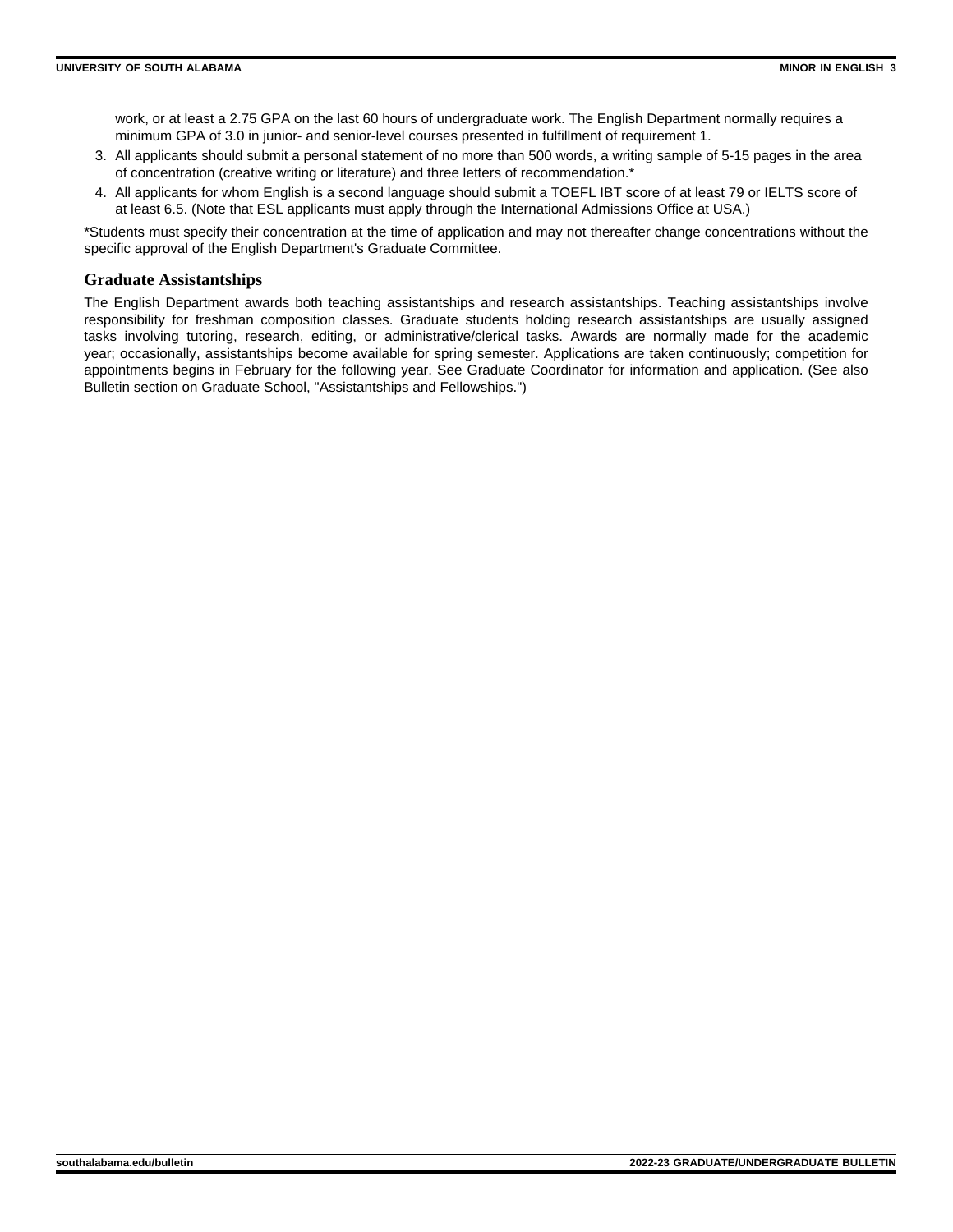work, or at least a 2.75 GPA on the last 60 hours of undergraduate work. The English Department normally requires a minimum GPA of 3.0 in junior- and senior-level courses presented in fulfillment of requirement 1.

3. All applicants should submit a personal statement of no more than 500 words, a writing sample of 5-15 pages in the area of concentration (creative writing or literature) and three letters of recommendation.*
4. All applicants for whom English is a second language should submit a TOEFL IBT score of at least 79 or IELTS score of at least 6.5. (Note that ESL applicants must apply through the International Admissions Office at USA.)

*Students must specify their concentration at the time of application and may not thereafter change concentrations without the specific approval of the English Department's Graduate Committee.

## Graduate Assistantships

The English Department awards both teaching assistantships and research assistantships. Teaching assistantships involve responsibility for freshman composition classes. Graduate students holding research assistantships are usually assigned tasks involving tutoring, research, editing, or administrative/clerical tasks. Awards are normally made for the academic year; occasionally, assistantships become available for spring semester. Applications are taken continuously; competition for appointments begins in February for the following year. See Graduate Coordinator for information and application. (See also Bulletin section on Graduate School, "Assistantships and Fellowships.")